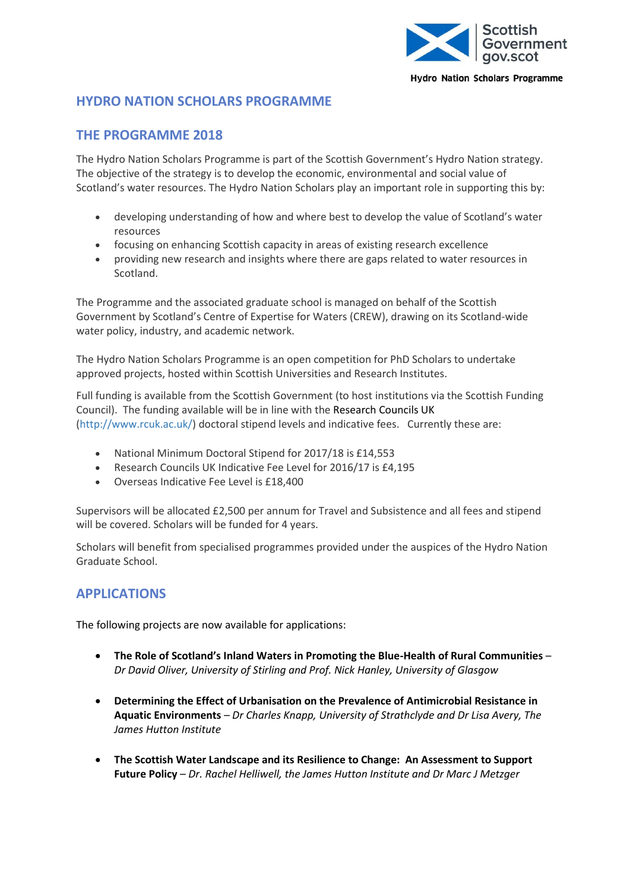Scottish Government
gov.scot

Hydro Nation Scholars Programme

## HYDRO NATION SCHOLARS PROGRAMME

## THE PROGRAMME 2018

The Hydro Nation Scholars Programme is part of the Scottish Government's Hydro Nation strategy. The objective of the strategy is to develop the economic, environmental and social value of Scotland's water resources. The Hydro Nation Scholars play an important role in supporting this by:

- developing understanding of how and where best to develop the value of Scotland's water resources
- focusing on enhancing Scottish capacity in areas of existing research excellence
- providing new research and insights where there are gaps related to water resources in Scotland.

The Programme and the associated graduate school is managed on behalf of the Scottish Government by Scotland's Centre of Expertise for Waters (CREW), drawing on its Scotland-wide water policy, industry, and academic network.

The Hydro Nation Scholars Programme is an open competition for PhD Scholars to undertake approved projects, hosted within Scottish Universities and Research Institutes.

Full funding is available from the Scottish Government (to host institutions via the Scottish Funding Council). The funding available will be in line with the Research Councils UK (http://www.rcuk.ac.uk/) doctoral stipend levels and indicative fees. Currently these are:

- National Minimum Doctoral Stipend for 2017/18 is £14,553
- Research Councils UK Indicative Fee Level for 2016/17 is £4,195
- Overseas Indicative Fee Level is £18,400

Supervisors will be allocated £2,500 per annum for Travel and Subsistence and all fees and stipend will be covered. Scholars will be funded for 4 years.

Scholars will benefit from specialised programmes provided under the auspices of the Hydro Nation Graduate School.

## APPLICATIONS

The following projects are now available for applications:

- **The Role of Scotland's Inland Waters in Promoting the Blue-Health of Rural Communities** – *Dr David Oliver, University of Stirling and Prof. Nick Hanley, University of Glasgow*

- **Determining the Effect of Urbanisation on the Prevalence of Antimicrobial Resistance in Aquatic Environments** – *Dr Charles Knapp, University of Strathclyde and Dr Lisa Avery, The James Hutton Institute*

- **The Scottish Water Landscape and its Resilience to Change: An Assessment to Support Future Policy** – *Dr. Rachel Helliwell, the James Hutton Institute and Dr Marc J Metzger*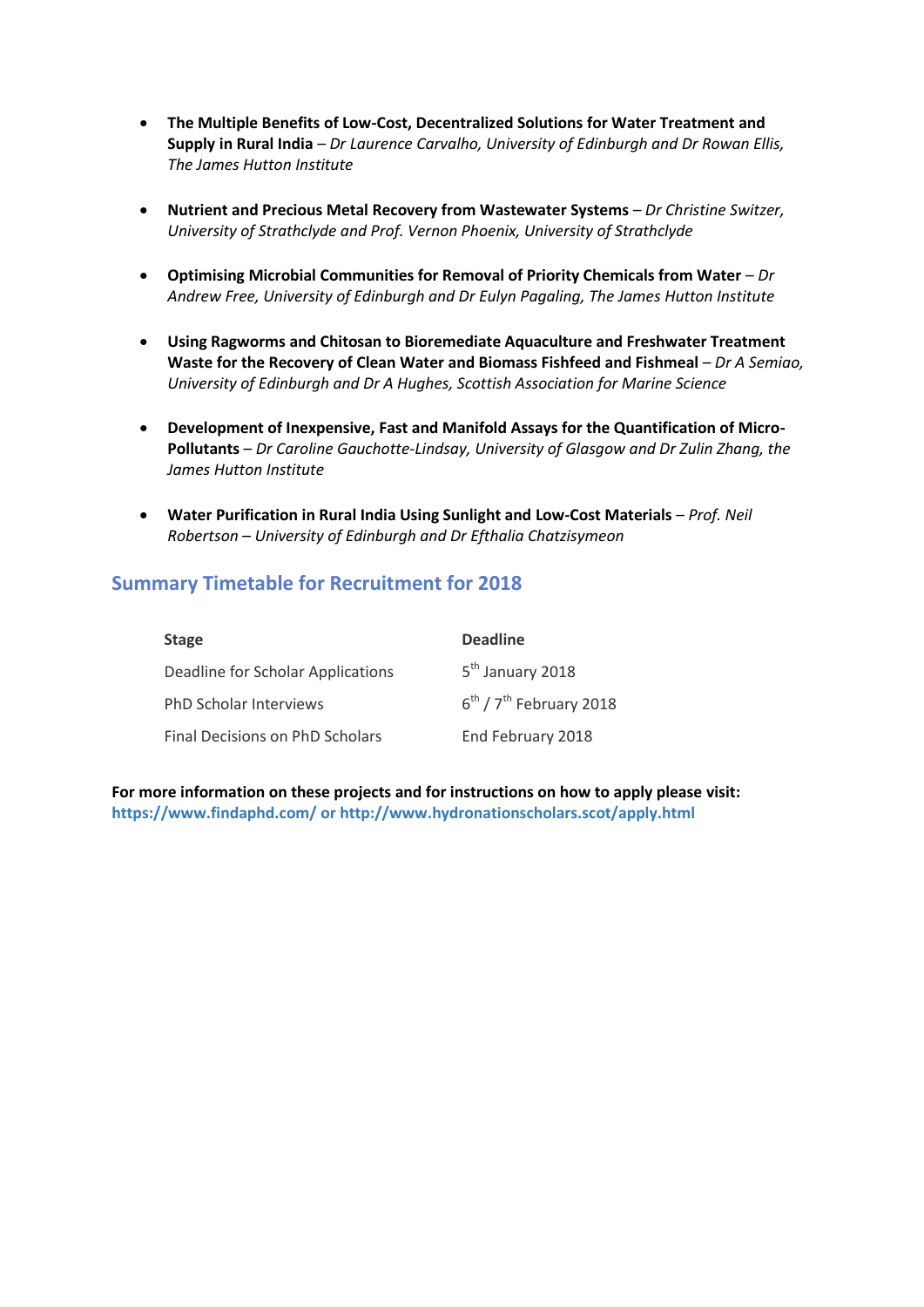- **The Multiple Benefits of Low-Cost, Decentralized Solutions for Water Treatment and Supply in Rural India** – *Dr Laurence Carvalho, University of Edinburgh and Dr Rowan Ellis, The James Hutton Institute*

- **Nutrient and Precious Metal Recovery from Wastewater Systems** – *Dr Christine Switzer, University of Strathclyde and Prof. Vernon Phoenix, University of Strathclyde*

- **Optimising Microbial Communities for Removal of Priority Chemicals from Water** – *Dr Andrew Free, University of Edinburgh and Dr Eulyn Pagaling, The James Hutton Institute*

- **Using Ragworms and Chitosan to Bioremediate Aquaculture and Freshwater Treatment Waste for the Recovery of Clean Water and Biomass Fishfeed and Fishmeal** – *Dr A Semiao, University of Edinburgh and Dr A Hughes, Scottish Association for Marine Science*

- **Development of Inexpensive, Fast and Manifold Assays for the Quantification of Micro-Pollutants** – *Dr Caroline Gauchotte-Lindsay, University of Glasgow and Dr Zulin Zhang, the James Hutton Institute*

- **Water Purification in Rural India Using Sunlight and Low-Cost Materials** – *Prof. Neil Robertson – University of Edinburgh and Dr Efthalia Chatzisymeon*

## Summary Timetable for Recruitment for 2018

| Stage | Deadline |
|---|---|
| Deadline for Scholar Applications | 5th January 2018 |
| PhD Scholar Interviews | 6th / 7th February 2018 |
| Final Decisions on PhD Scholars | End February 2018 |

**For more information on these projects and for instructions on how to apply please visit:**
**https://www.findaphd.com/ or http://www.hydronationscholars.scot/apply.html**